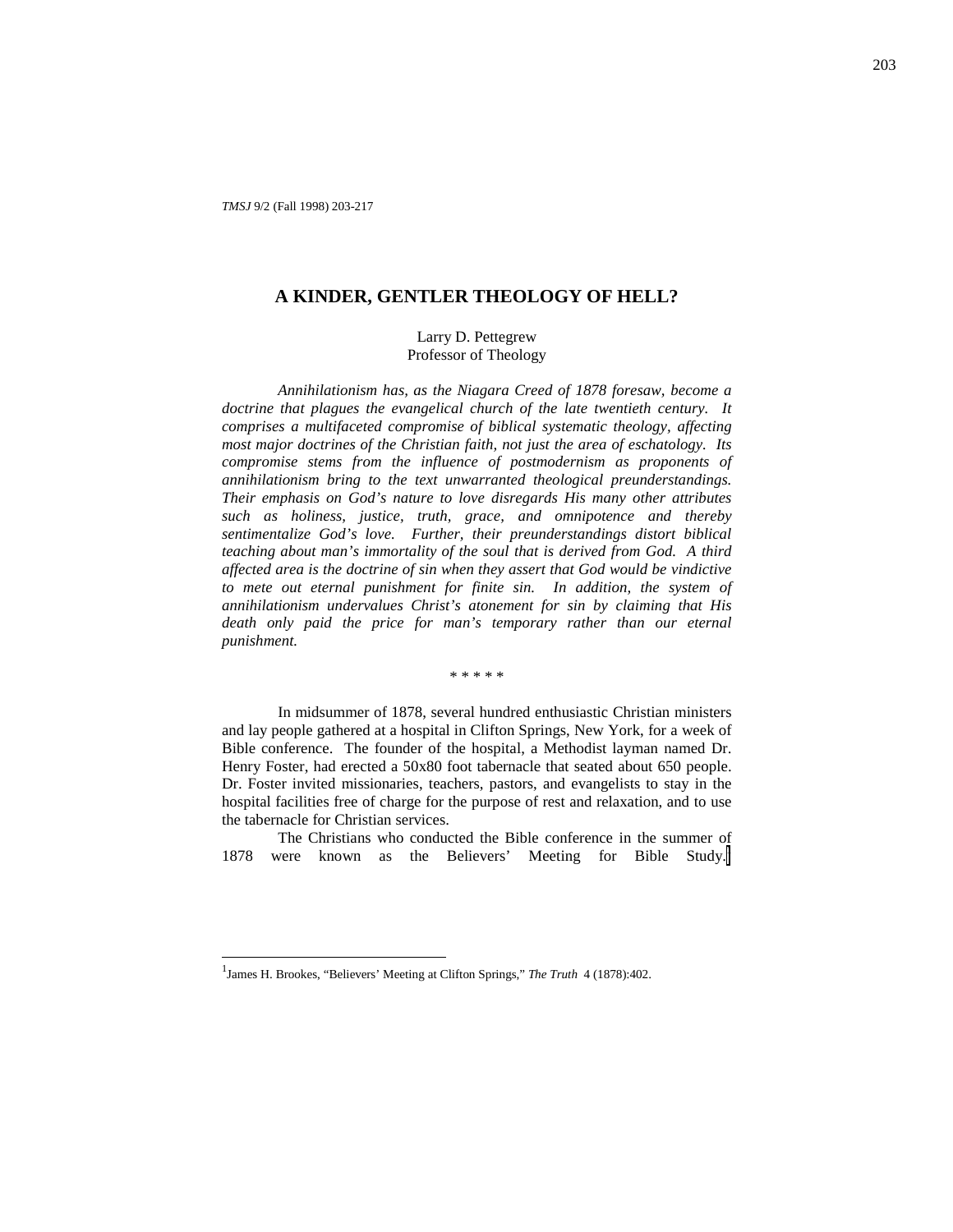# A KINDER, GENTLER THEOLOGY OF HELL?

Larry D. Pettegrew
Professor of Theology

*Annihilationism has, as the Niagara Creed of 1878 foresaw, become a doctrine that plagues the evangelical church of the late twentieth century. It comprises a multifaceted compromise of biblical systematic theology, affecting most major doctrines of the Christian faith, not just the area of eschatology. Its compromise stems from the influence of postmodernism as proponents of annihilationism bring to the text unwarranted theological preunderstandings. Their emphasis on God's nature to love disregards His many other attributes such as holiness, justice, truth, grace, and omnipotence and thereby sentimentalize God's love. Further, their preunderstandings distort biblical teaching about man's immortality of the soul that is derived from God. A third affected area is the doctrine of sin when they assert that God would be vindictive to mete out eternal punishment for finite sin. In addition, the system of annihilationism undervalues Christ's atonement for sin by claiming that His death only paid the price for man's temporary rather than our eternal punishment.*

\* \* \* \* \*

In midsummer of 1878, several hundred enthusiastic Christian ministers and lay people gathered at a hospital in Clifton Springs, New York, for a week of Bible conference. The founder of the hospital, a Methodist layman named Dr. Henry Foster, had erected a 50x80 foot tabernacle that seated about 650 people. Dr. Foster invited missionaries, teachers, pastors, and evangelists to stay in the hospital facilities free of charge for the purpose of rest and relaxation, and to use the tabernacle for Christian services.

The Christians who conducted the Bible conference in the summer of 1878 were known as the Believers' Meeting for Bible Study.[1]

---

[1] James H. Brookes, "Believers' Meeting at Clifton Springs," *The Truth* 4 (1878):402.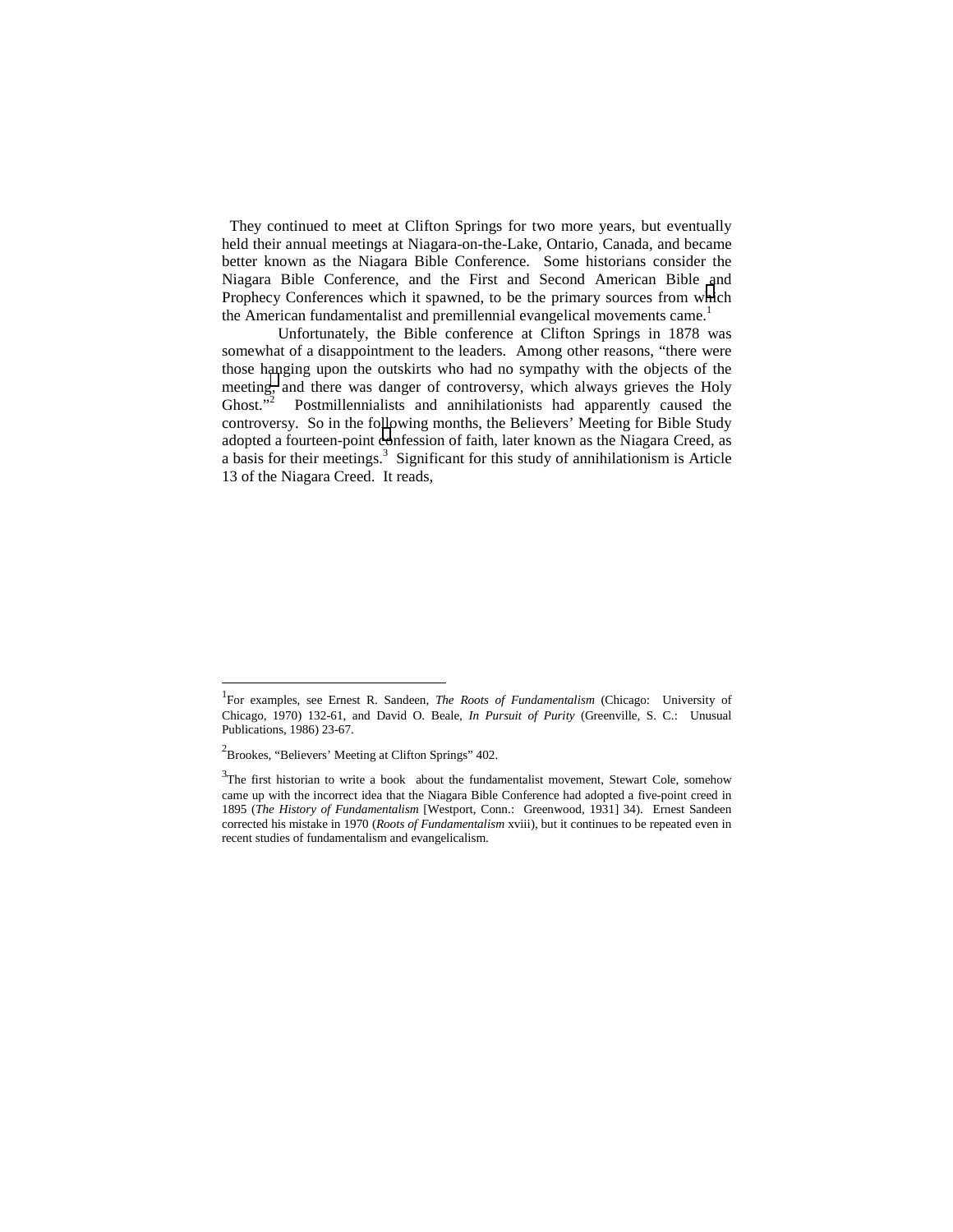They continued to meet at Clifton Springs for two more years, but eventually held their annual meetings at Niagara-on-the-Lake, Ontario, Canada, and became better known as the Niagara Bible Conference. Some historians consider the Niagara Bible Conference, and the First and Second American Bible and Prophecy Conferences which it spawned, to be the primary sources from which the American fundamentalist and premillennial evangelical movements came.[1]

Unfortunately, the Bible conference at Clifton Springs in 1878 was somewhat of a disappointment to the leaders. Among other reasons, "there were those hanging upon the outskirts who had no sympathy with the objects of the meeting, and there was danger of controversy, which always grieves the Holy Ghost."[2] Postmillennialists and annihilationists had apparently caused the controversy. So in the following months, the Believers' Meeting for Bible Study adopted a fourteen-point confession of faith, later known as the Niagara Creed, as a basis for their meetings.[3] Significant for this study of annihilationism is Article 13 of the Niagara Creed. It reads,

---

[1]For examples, see Ernest R. Sandeen, *The Roots of Fundamentalism* (Chicago: University of Chicago, 1970) 132-61, and David O. Beale, *In Pursuit of Purity* (Greenville, S. C.: Unusual Publications, 1986) 23-67.

[2]Brookes, "Believers' Meeting at Clifton Springs" 402.

[3]The first historian to write a book about the fundamentalist movement, Stewart Cole, somehow came up with the incorrect idea that the Niagara Bible Conference had adopted a five-point creed in 1895 (*The History of Fundamentalism* [Westport, Conn.: Greenwood, 1931] 34). Ernest Sandeen corrected his mistake in 1970 (*Roots of Fundamentalism* xviii), but it continues to be repeated even in recent studies of fundamentalism and evangelicalism.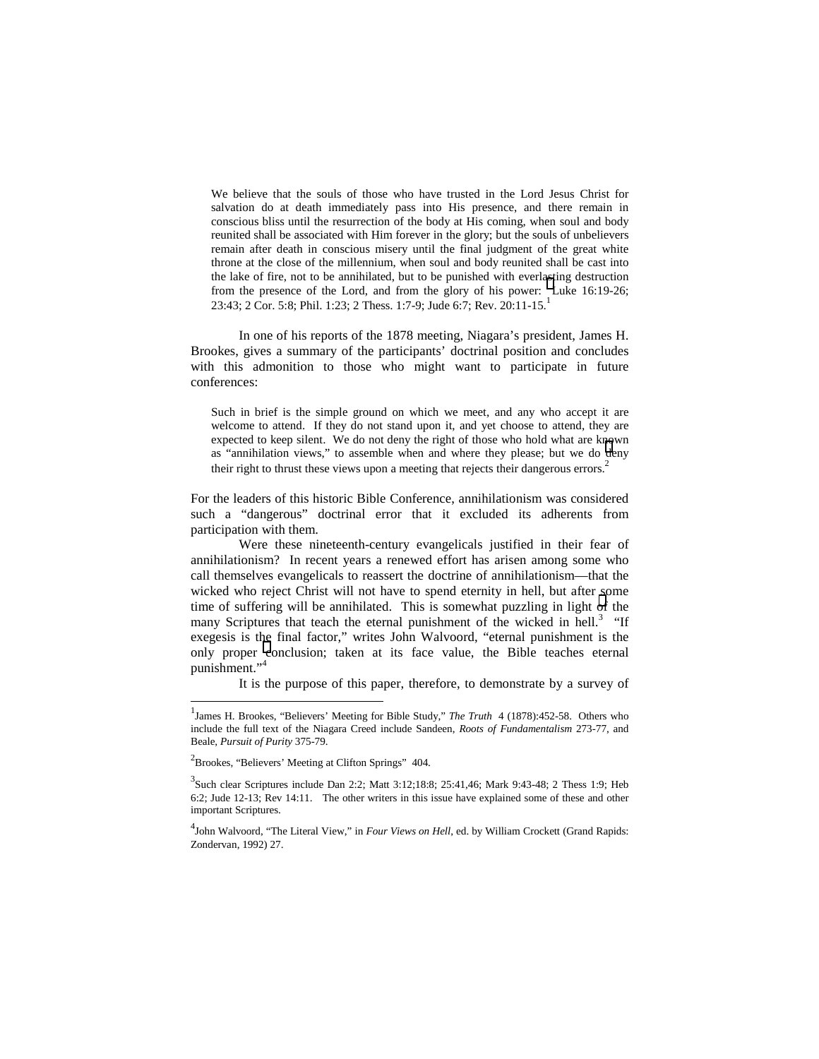> We believe that the souls of those who have trusted in the Lord Jesus Christ for salvation do at death immediately pass into His presence, and there remain in conscious bliss until the resurrection of the body at His coming, when soul and body reunited shall be associated with Him forever in the glory; but the souls of unbelievers remain after death in conscious misery until the final judgment of the great white throne at the close of the millennium, when soul and body reunited shall be cast into the lake of fire, not to be annihilated, but to be punished with everlasting destruction from the presence of the Lord, and from the glory of his power: Luke 16:19-26; 23:43; 2 Cor. 5:8; Phil. 1:23; 2 Thess. 1:7-9; Jude 6:7; Rev. 20:11-15.[1]

In one of his reports of the 1878 meeting, Niagara's president, James H. Brookes, gives a summary of the participants' doctrinal position and concludes with this admonition to those who might want to participate in future conferences:

> Such in brief is the simple ground on which we meet, and any who accept it are welcome to attend. If they do not stand upon it, and yet choose to attend, they are expected to keep silent. We do not deny the right of those who hold what are known as "annihilation views," to assemble when and where they please; but we do deny their right to thrust these views upon a meeting that rejects their dangerous errors.[2]

For the leaders of this historic Bible Conference, annihilationism was considered such a "dangerous" doctrinal error that it excluded its adherents from participation with them.

Were these nineteenth-century evangelicals justified in their fear of annihilationism? In recent years a renewed effort has arisen among some who call themselves evangelicals to reassert the doctrine of annihilationism—that the wicked who reject Christ will not have to spend eternity in hell, but after some time of suffering will be annihilated. This is somewhat puzzling in light of the many Scriptures that teach the eternal punishment of the wicked in hell.[3] "If exegesis is the final factor," writes John Walvoord, "eternal punishment is the only proper conclusion; taken at its face value, the Bible teaches eternal punishment."[4]

It is the purpose of this paper, therefore, to demonstrate by a survey of

---

[1] James H. Brookes, "Believers' Meeting for Bible Study," *The Truth* 4 (1878):452-58. Others who include the full text of the Niagara Creed include Sandeen, *Roots of Fundamentalism* 273-77, and Beale, *Pursuit of Purity* 375-79.

[2] Brookes, "Believers' Meeting at Clifton Springs" 404.

[3] Such clear Scriptures include Dan 2:2; Matt 3:12;18:8; 25:41,46; Mark 9:43-48; 2 Thess 1:9; Heb 6:2; Jude 12-13; Rev 14:11. The other writers in this issue have explained some of these and other important Scriptures.

[4] John Walvoord, "The Literal View," in *Four Views on Hell*, ed. by William Crockett (Grand Rapids: Zondervan, 1992) 27.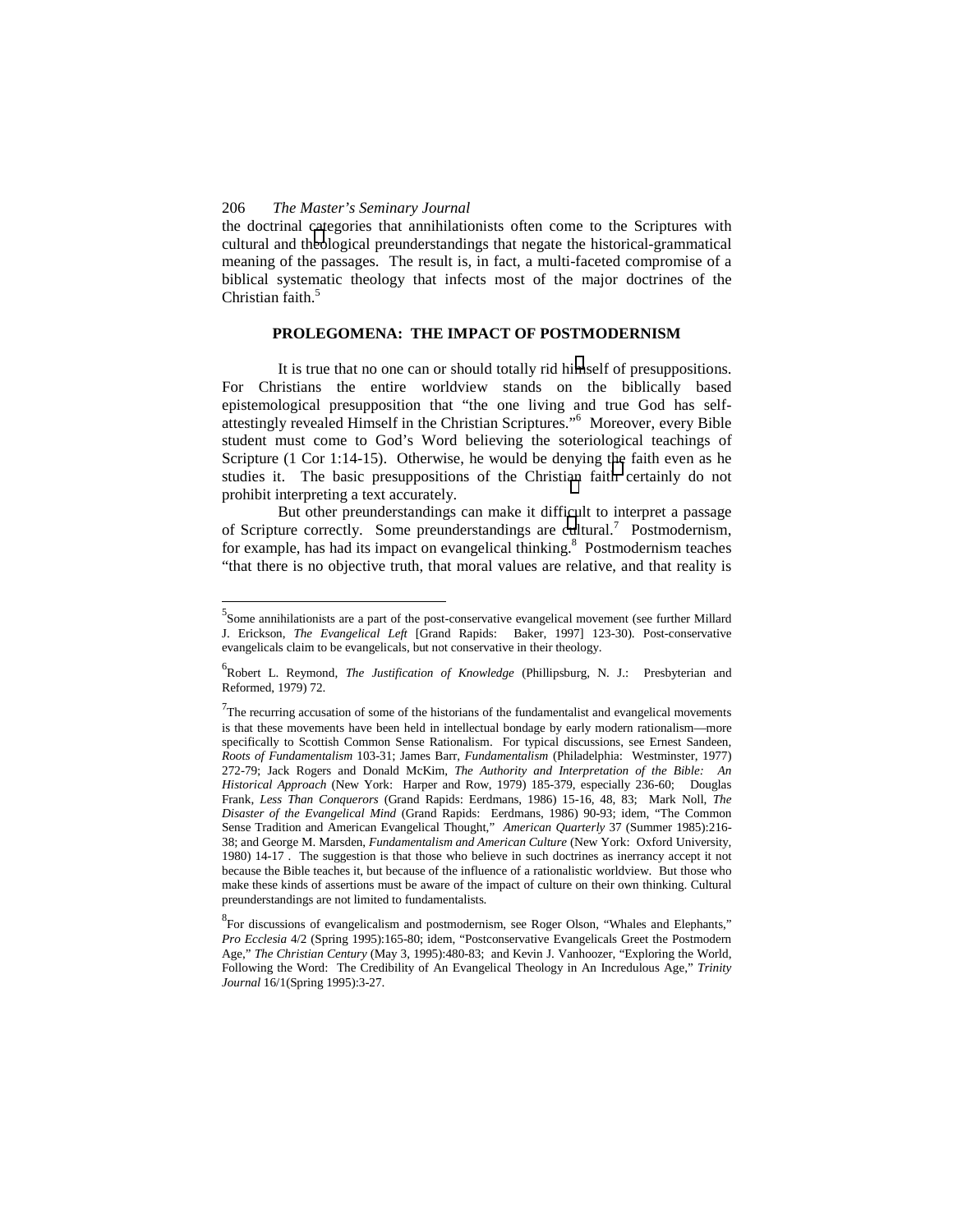the doctrinal categories that annihilationists often come to the Scriptures with cultural and theological preunderstandings that negate the historical-grammatical meaning of the passages. The result is, in fact, a multi-faceted compromise of a biblical systematic theology that infects most of the major doctrines of the Christian faith.[5]

## PROLEGOMENA: THE IMPACT OF POSTMODERNISM

It is true that no one can or should totally rid himself of presuppositions. For Christians the entire worldview stands on the biblically based epistemological presupposition that "the one living and true God has self-attestingly revealed Himself in the Christian Scriptures."[6] Moreover, every Bible student must come to God's Word believing the soteriological teachings of Scripture (1 Cor 1:14-15). Otherwise, he would be denying the faith even as he studies it. The basic presuppositions of the Christian faith certainly do not prohibit interpreting a text accurately.

But other preunderstandings can make it difficult to interpret a passage of Scripture correctly. Some preunderstandings are cultural.[7] Postmodernism, for example, has had its impact on evangelical thinking.[8] Postmodernism teaches "that there is no objective truth, that moral values are relative, and that reality is

---

[5]Some annihilationists are a part of the post-conservative evangelical movement (see further Millard J. Erickson, *The Evangelical Left* [Grand Rapids: Baker, 1997] 123-30). Post-conservative evangelicals claim to be evangelicals, but not conservative in their theology.

[6]Robert L. Reymond, *The Justification of Knowledge* (Phillipsburg, N. J.: Presbyterian and Reformed, 1979) 72.

[7]The recurring accusation of some of the historians of the fundamentalist and evangelical movements is that these movements have been held in intellectual bondage by early modern rationalism—more specifically to Scottish Common Sense Rationalism. For typical discussions, see Ernest Sandeen, *Roots of Fundamentalism* 103-31; James Barr, *Fundamentalism* (Philadelphia: Westminster, 1977) 272-79; Jack Rogers and Donald McKim, *The Authority and Interpretation of the Bible: An Historical Approach* (New York: Harper and Row, 1979) 185-379, especially 236-60; Douglas Frank, *Less Than Conquerors* (Grand Rapids: Eerdmans, 1986) 15-16, 48, 83; Mark Noll, *The Disaster of the Evangelical Mind* (Grand Rapids: Eerdmans, 1986) 90-93; idem, "The Common Sense Tradition and American Evangelical Thought," *American Quarterly* 37 (Summer 1985):216-38; and George M. Marsden, *Fundamentalism and American Culture* (New York: Oxford University, 1980) 14-17 . The suggestion is that those who believe in such doctrines as inerrancy accept it not because the Bible teaches it, but because of the influence of a rationalistic worldview. But those who make these kinds of assertions must be aware of the impact of culture on their own thinking. Cultural preunderstandings are not limited to fundamentalists.

[8]For discussions of evangelicalism and postmodernism, see Roger Olson, "Whales and Elephants," *Pro Ecclesia* 4/2 (Spring 1995):165-80; idem, "Postconservative Evangelicals Greet the Postmodern Age," *The Christian Century* (May 3, 1995):480-83; and Kevin J. Vanhoozer, "Exploring the World, Following the Word: The Credibility of An Evangelical Theology in An Incredulous Age," *Trinity Journal* 16/1(Spring 1995):3-27.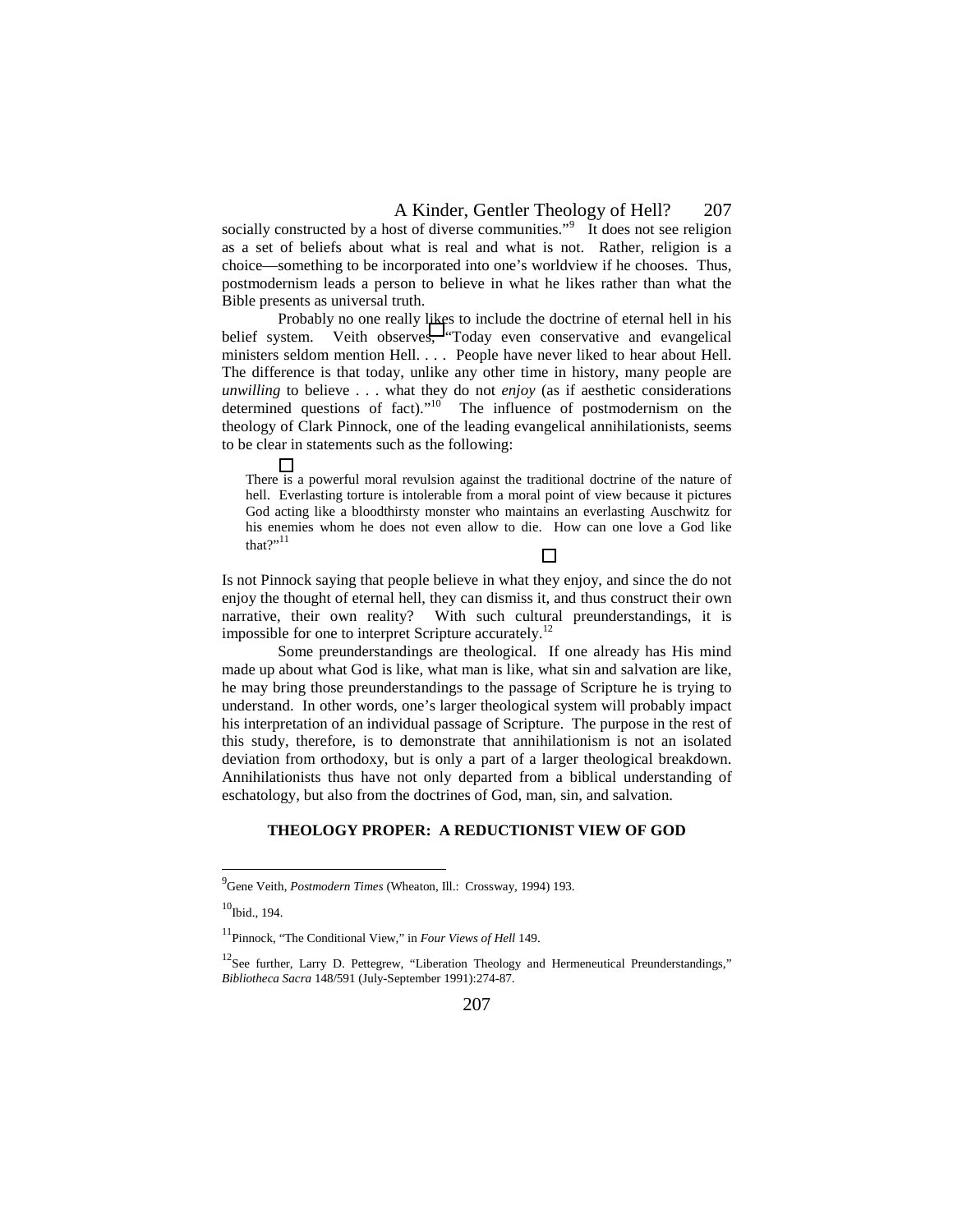socially constructed by a host of diverse communities."[9] It does not see religion as a set of beliefs about what is real and what is not. Rather, religion is a choice—something to be incorporated into one's worldview if he chooses. Thus, postmodernism leads a person to believe in what he likes rather than what the Bible presents as universal truth.

Probably no one really likes to include the doctrine of eternal hell in his belief system. Veith observes, "Today even conservative and evangelical ministers seldom mention Hell. . . . People have never liked to hear about Hell. The difference is that today, unlike any other time in history, many people are *unwilling* to believe . . . what they do not *enjoy* (as if aesthetic considerations determined questions of fact)."[10] The influence of postmodernism on the theology of Clark Pinnock, one of the leading evangelical annihilationists, seems to be clear in statements such as the following:

> There is a powerful moral revulsion against the traditional doctrine of the nature of hell. Everlasting torture is intolerable from a moral point of view because it pictures God acting like a bloodthirsty monster who maintains an everlasting Auschwitz for his enemies whom he does not even allow to die. How can one love a God like that?"[11]

Is not Pinnock saying that people believe in what they enjoy, and since the do not enjoy the thought of eternal hell, they can dismiss it, and thus construct their own narrative, their own reality? With such cultural preunderstandings, it is impossible for one to interpret Scripture accurately.[12]

Some preunderstandings are theological. If one already has His mind made up about what God is like, what man is like, what sin and salvation are like, he may bring those preunderstandings to the passage of Scripture he is trying to understand. In other words, one's larger theological system will probably impact his interpretation of an individual passage of Scripture. The purpose in the rest of this study, therefore, is to demonstrate that annihilationism is not an isolated deviation from orthodoxy, but is only a part of a larger theological breakdown. Annihilationists thus have not only departed from a biblical understanding of eschatology, but also from the doctrines of God, man, sin, and salvation.

## THEOLOGY PROPER: A REDUCTIONIST VIEW OF GOD

---

[9] Gene Veith, *Postmodern Times* (Wheaton, Ill.: Crossway, 1994) 193.

[10] Ibid., 194.

[11] Pinnock, "The Conditional View," in *Four Views of Hell* 149.

[12] See further, Larry D. Pettegrew, "Liberation Theology and Hermeneutical Preunderstandings," *Bibliotheca Sacra* 148/591 (July-September 1991):274-87.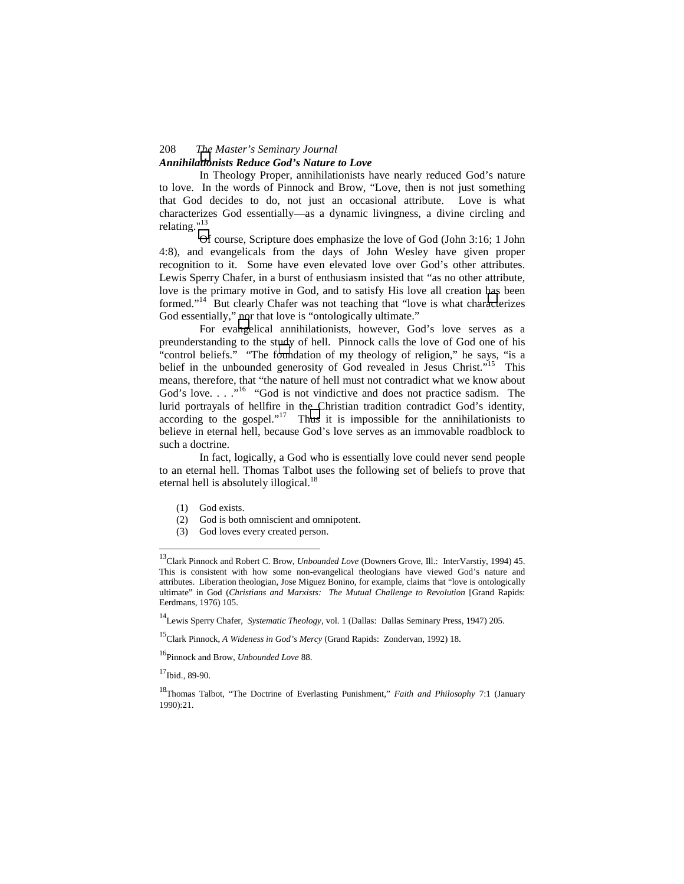### *Annihilationists Reduce God's Nature to Love*

In Theology Proper, annihilationists have nearly reduced God's nature to love. In the words of Pinnock and Brow, "Love, then is not just something that God decides to do, not just an occasional attribute. Love is what characterizes God essentially—as a dynamic livingness, a divine circling and relating."[13]

Of course, Scripture does emphasize the love of God (John 3:16; 1 John 4:8), and evangelicals from the days of John Wesley have given proper recognition to it. Some have even elevated love over God's other attributes. Lewis Sperry Chafer, in a burst of enthusiasm insisted that "as no other attribute, love is the primary motive in God, and to satisfy His love all creation has been formed."[14] But clearly Chafer was not teaching that "love is what characterizes God essentially," nor that love is "ontologically ultimate."

For evangelical annihilationists, however, God's love serves as a preunderstanding to the study of hell. Pinnock calls the love of God one of his "control beliefs." "The foundation of my theology of religion," he says, "is a belief in the unbounded generosity of God revealed in Jesus Christ."[15] This means, therefore, that "the nature of hell must not contradict what we know about God's love. . . ."[16] "God is not vindictive and does not practice sadism. The lurid portrayals of hellfire in the Christian tradition contradict God's identity, according to the gospel."[17] Thus it is impossible for the annihilationists to believe in eternal hell, because God's love serves as an immovable roadblock to such a doctrine.

In fact, logically, a God who is essentially love could never send people to an eternal hell. Thomas Talbot uses the following set of beliefs to prove that eternal hell is absolutely illogical.[18]

(1) God exists.
(2) God is both omniscient and omnipotent.
(3) God loves every created person.

---

[13]Clark Pinnock and Robert C. Brow, *Unbounded Love* (Downers Grove, Ill.: InterVarstiy, 1994) 45. This is consistent with how some non-evangelical theologians have viewed God's nature and attributes. Liberation theologian, Jose Miguez Bonino, for example, claims that "love is ontologically ultimate" in God (*Christians and Marxists: The Mutual Challenge to Revolution* [Grand Rapids: Eerdmans, 1976) 105.

[14]Lewis Sperry Chafer, *Systematic Theology*, vol. 1 (Dallas: Dallas Seminary Press, 1947) 205.

[15]Clark Pinnock, *A Wideness in God's Mercy* (Grand Rapids: Zondervan, 1992) 18.

[16]Pinnock and Brow, *Unbounded Love* 88.

[17]Ibid., 89-90.

[18]Thomas Talbot, "The Doctrine of Everlasting Punishment," *Faith and Philosophy* 7:1 (January 1990):21.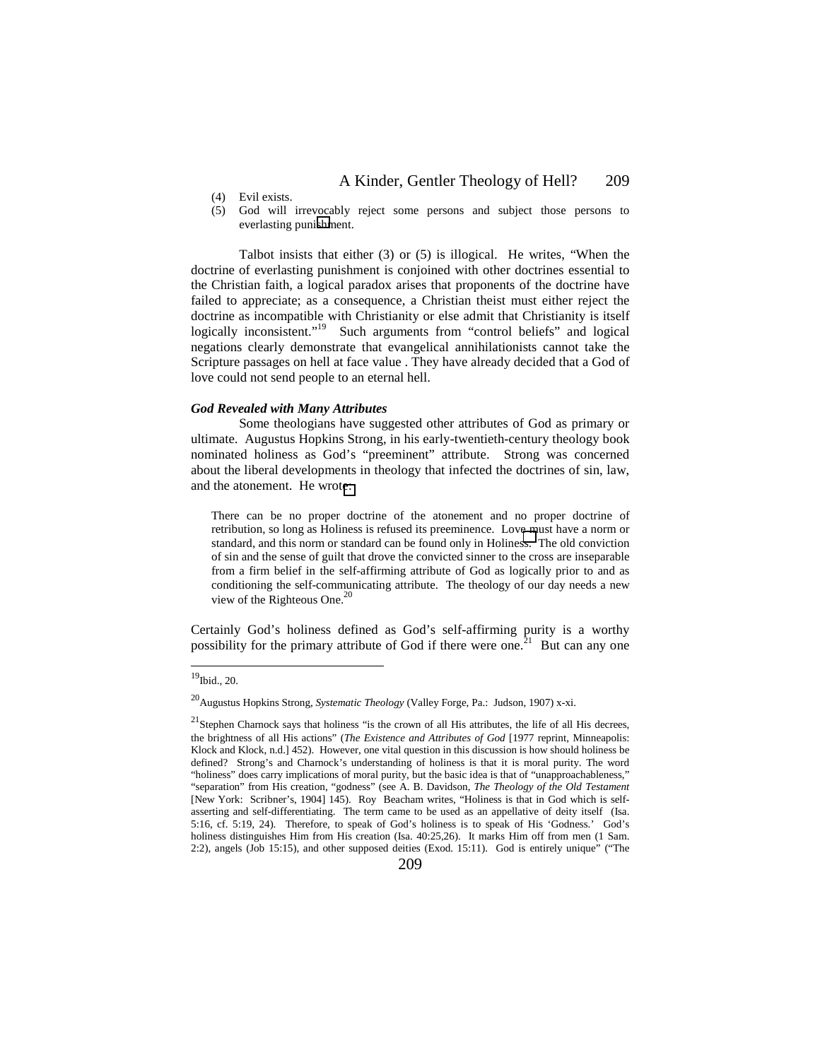(4) Evil exists.
(5) God will irrevocably reject some persons and subject those persons to everlasting punishment.

Talbot insists that either (3) or (5) is illogical. He writes, "When the doctrine of everlasting punishment is conjoined with other doctrines essential to the Christian faith, a logical paradox arises that proponents of the doctrine have failed to appreciate; as a consequence, a Christian theist must either reject the doctrine as incompatible with Christianity or else admit that Christianity is itself logically inconsistent."[19] Such arguments from "control beliefs" and logical negations clearly demonstrate that evangelical annihilationists cannot take the Scripture passages on hell at face value . They have already decided that a God of love could not send people to an eternal hell.

### *God Revealed with Many Attributes*

Some theologians have suggested other attributes of God as primary or ultimate. Augustus Hopkins Strong, in his early-twentieth-century theology book nominated holiness as God's "preeminent" attribute. Strong was concerned about the liberal developments in theology that infected the doctrines of sin, law, and the atonement. He wrote:

> There can be no proper doctrine of the atonement and no proper doctrine of retribution, so long as Holiness is refused its preeminence. Love must have a norm or standard, and this norm or standard can be found only in Holiness. The old conviction of sin and the sense of guilt that drove the convicted sinner to the cross are inseparable from a firm belief in the self-affirming attribute of God as logically prior to and as conditioning the self-communicating attribute. The theology of our day needs a new view of the Righteous One.[20]

Certainly God's holiness defined as God's self-affirming purity is a worthy possibility for the primary attribute of God if there were one.[21] But can any one

---

[19]Ibid., 20.

[20]Augustus Hopkins Strong, *Systematic Theology* (Valley Forge, Pa.: Judson, 1907) x-xi.

[21]Stephen Charnock says that holiness "is the crown of all His attributes, the life of all His decrees, the brightness of all His actions" (*The Existence and Attributes of God* [1977 reprint, Minneapolis: Klock and Klock, n.d.] 452). However, one vital question in this discussion is how should holiness be defined? Strong's and Charnock's understanding of holiness is that it is moral purity. The word "holiness" does carry implications of moral purity, but the basic idea is that of "unapproachableness," "separation" from His creation, "godness" (see A. B. Davidson, *The Theology of the Old Testament* [New York: Scribner's, 1904] 145). Roy Beacham writes, "Holiness is that in God which is self-asserting and self-differentiating. The term came to be used as an appellative of deity itself (Isa. 5:16, cf. 5:19, 24). Therefore, to speak of God's holiness is to speak of His 'Godness.' God's holiness distinguishes Him from His creation (Isa. 40:25,26). It marks Him off from men (1 Sam. 2:2), angels (Job 15:15), and other supposed deities (Exod. 15:11). God is entirely unique" ("The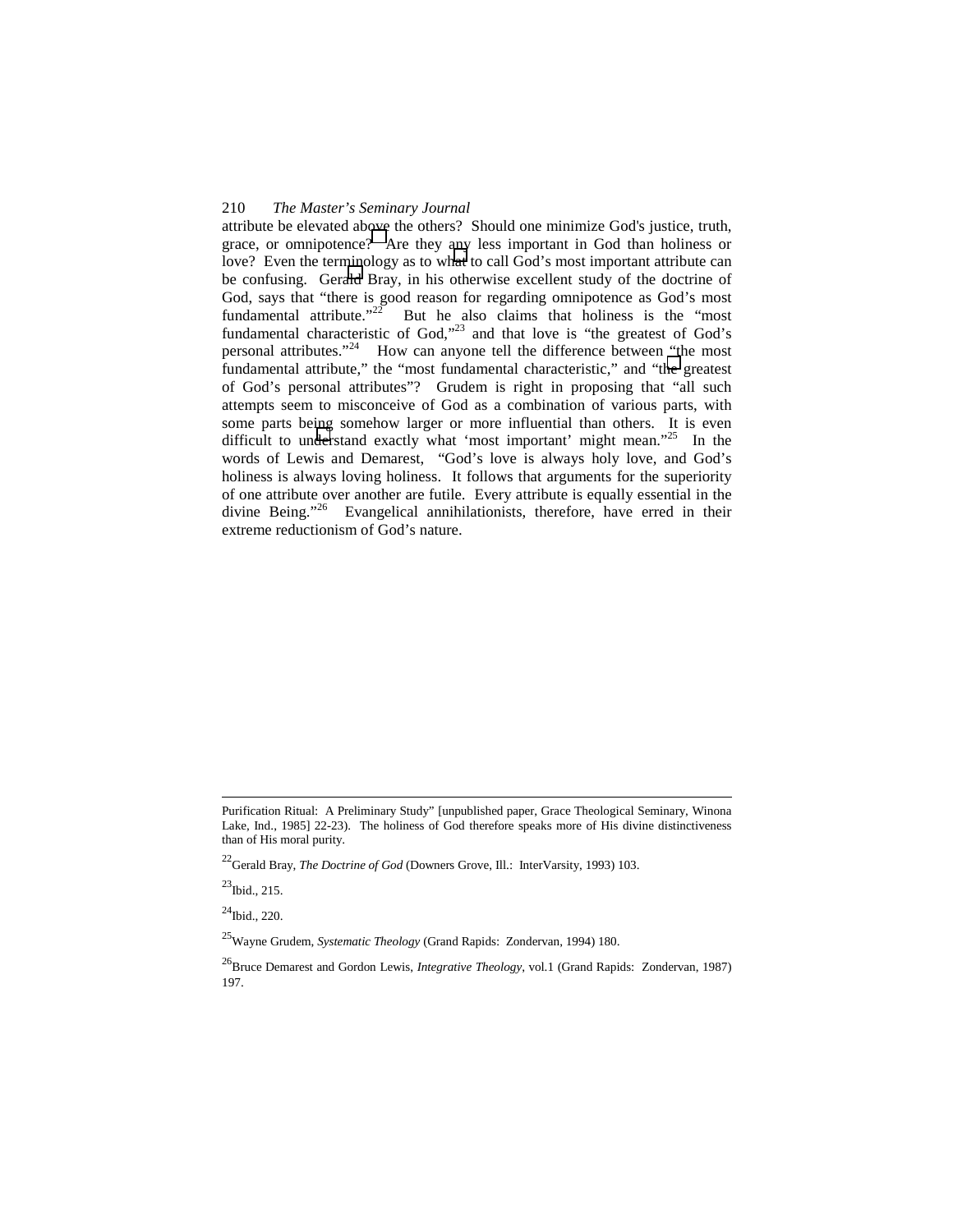attribute be elevated above the others? Should one minimize God's justice, truth, grace, or omnipotence? Are they any less important in God than holiness or love? Even the terminology as to what to call God's most important attribute can be confusing. Gerald Bray, in his otherwise excellent study of the doctrine of God, says that "there is good reason for regarding omnipotence as God's most fundamental attribute."[22] But he also claims that holiness is the "most fundamental characteristic of God,"[23] and that love is "the greatest of God's personal attributes."[24] How can anyone tell the difference between "the most fundamental attribute," the "most fundamental characteristic," and "the greatest of God's personal attributes"? Grudem is right in proposing that "all such attempts seem to misconceive of God as a combination of various parts, with some parts being somehow larger or more influential than others. It is even difficult to understand exactly what 'most important' might mean."[25] In the words of Lewis and Demarest, "God's love is always holy love, and God's holiness is always loving holiness. It follows that arguments for the superiority of one attribute over another are futile. Every attribute is equally essential in the divine Being."[26] Evangelical annihilationists, therefore, have erred in their extreme reductionism of God's nature.

---

Purification Ritual: A Preliminary Study" [unpublished paper, Grace Theological Seminary, Winona Lake, Ind., 1985] 22-23). The holiness of God therefore speaks more of His divine distinctiveness than of His moral purity.

[22]Gerald Bray, *The Doctrine of God* (Downers Grove, Ill.: InterVarsity, 1993) 103.

[23]Ibid., 215.

[24]Ibid., 220.

[25]Wayne Grudem, *Systematic Theology* (Grand Rapids: Zondervan, 1994) 180.

[26]Bruce Demarest and Gordon Lewis, *Integrative Theology*, vol.1 (Grand Rapids: Zondervan, 1987) 197.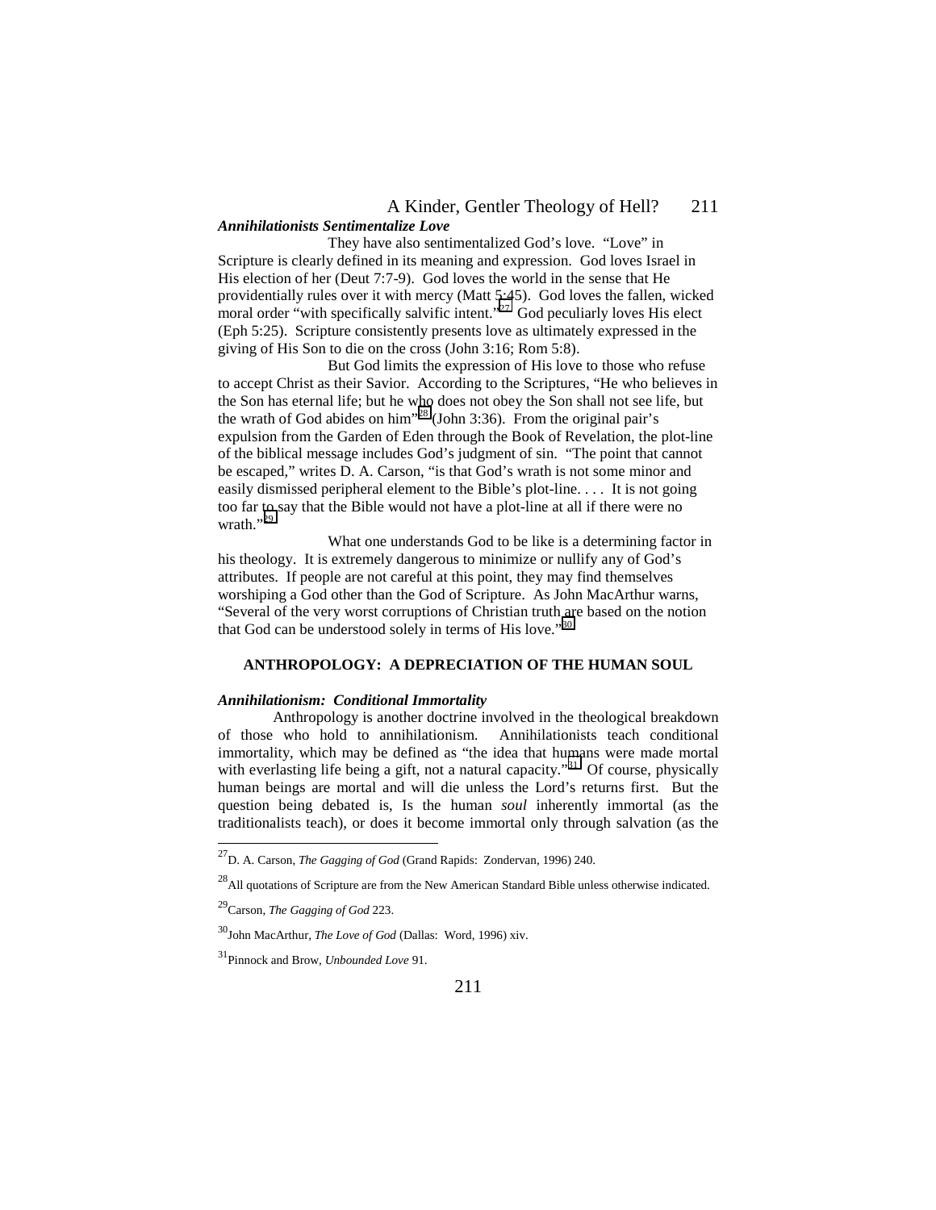***Annihilationists Sentimentalize Love***

They have also sentimentalized God's love. "Love" in Scripture is clearly defined in its meaning and expression. God loves Israel in His election of her (Deut 7:7-9). God loves the world in the sense that He providentially rules over it with mercy (Matt 5:45). God loves the fallen, wicked moral order "with specifically salvific intent."[27] God peculiarly loves His elect (Eph 5:25). Scripture consistently presents love as ultimately expressed in the giving of His Son to die on the cross (John 3:16; Rom 5:8).

But God limits the expression of His love to those who refuse to accept Christ as their Savior. According to the Scriptures, "He who believes in the Son has eternal life; but he who does not obey the Son shall not see life, but the wrath of God abides on him"[28] (John 3:36). From the original pair's expulsion from the Garden of Eden through the Book of Revelation, the plot-line of the biblical message includes God's judgment of sin. "The point that cannot be escaped," writes D. A. Carson, "is that God's wrath is not some minor and easily dismissed peripheral element to the Bible's plot-line. . . . It is not going too far to say that the Bible would not have a plot-line at all if there were no wrath."[29]

What one understands God to be like is a determining factor in his theology. It is extremely dangerous to minimize or nullify any of God's attributes. If people are not careful at this point, they may find themselves worshiping a God other than the God of Scripture. As John MacArthur warns, "Several of the very worst corruptions of Christian truth are based on the notion that God can be understood solely in terms of His love."[30]

## ANTHROPOLOGY: A DEPRECIATION OF THE HUMAN SOUL

***Annihilationism: Conditional Immortality***

Anthropology is another doctrine involved in the theological breakdown of those who hold to annihilationism. Annihilationists teach conditional immortality, which may be defined as "the idea that humans were made mortal with everlasting life being a gift, not a natural capacity."[31] Of course, physically human beings are mortal and will die unless the Lord's returns first. But the question being debated is, Is the human *soul* inherently immortal (as the traditionalists teach), or does it become immortal only through salvation (as the

---

[27] D. A. Carson, *The Gagging of God* (Grand Rapids: Zondervan, 1996) 240.

[28] All quotations of Scripture are from the New American Standard Bible unless otherwise indicated.

[29] Carson, *The Gagging of God* 223.

[30] John MacArthur, *The Love of God* (Dallas: Word, 1996) xiv.

[31] Pinnock and Brow, *Unbounded Love* 91.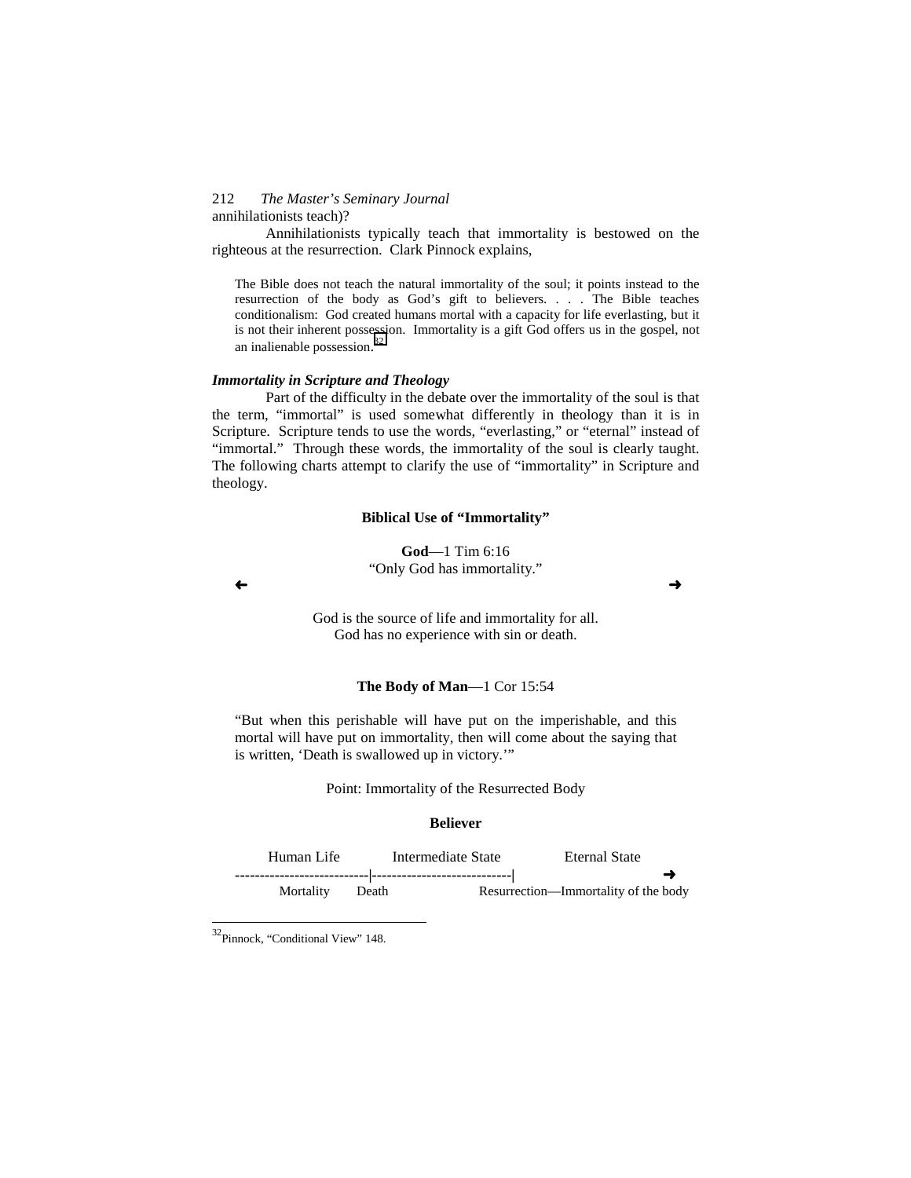annihilationists teach)?

Annihilationists typically teach that immortality is bestowed on the righteous at the resurrection. Clark Pinnock explains,

> The Bible does not teach the natural immortality of the soul; it points instead to the resurrection of the body as God's gift to believers. . . . The Bible teaches conditionalism: God created humans mortal with a capacity for life everlasting, but it is not their inherent possession. Immortality is a gift God offers us in the gospel, not an inalienable possession.[32]

***Immortality in Scripture and Theology***

Part of the difficulty in the debate over the immortality of the soul is that the term, "immortal" is used somewhat differently in theology than it is in Scripture. Scripture tends to use the words, "everlasting," or "eternal" instead of "immortal." Through these words, the immortality of the soul is clearly taught. The following charts attempt to clarify the use of "immortality" in Scripture and theology.

**Biblical Use of "Immortality"**

**God**—1 Tim 6:16
"Only God has immortality."

← →

God is the source of life and immortality for all.
God has no experience with sin or death.

**The Body of Man**—1 Cor 15:54

"But when this perishable will have put on the imperishable, and this mortal will have put on immortality, then will come about the saying that is written, 'Death is swallowed up in victory.'"

Point: Immortality of the Resurrected Body

**Believer**

```
    Human Life         Intermediate State          Eternal State
---------------------------|----------------------------|                    →
    Mortality      Death                    Resurrection—Immortality of the body
```

[32] Pinnock, "Conditional View" 148.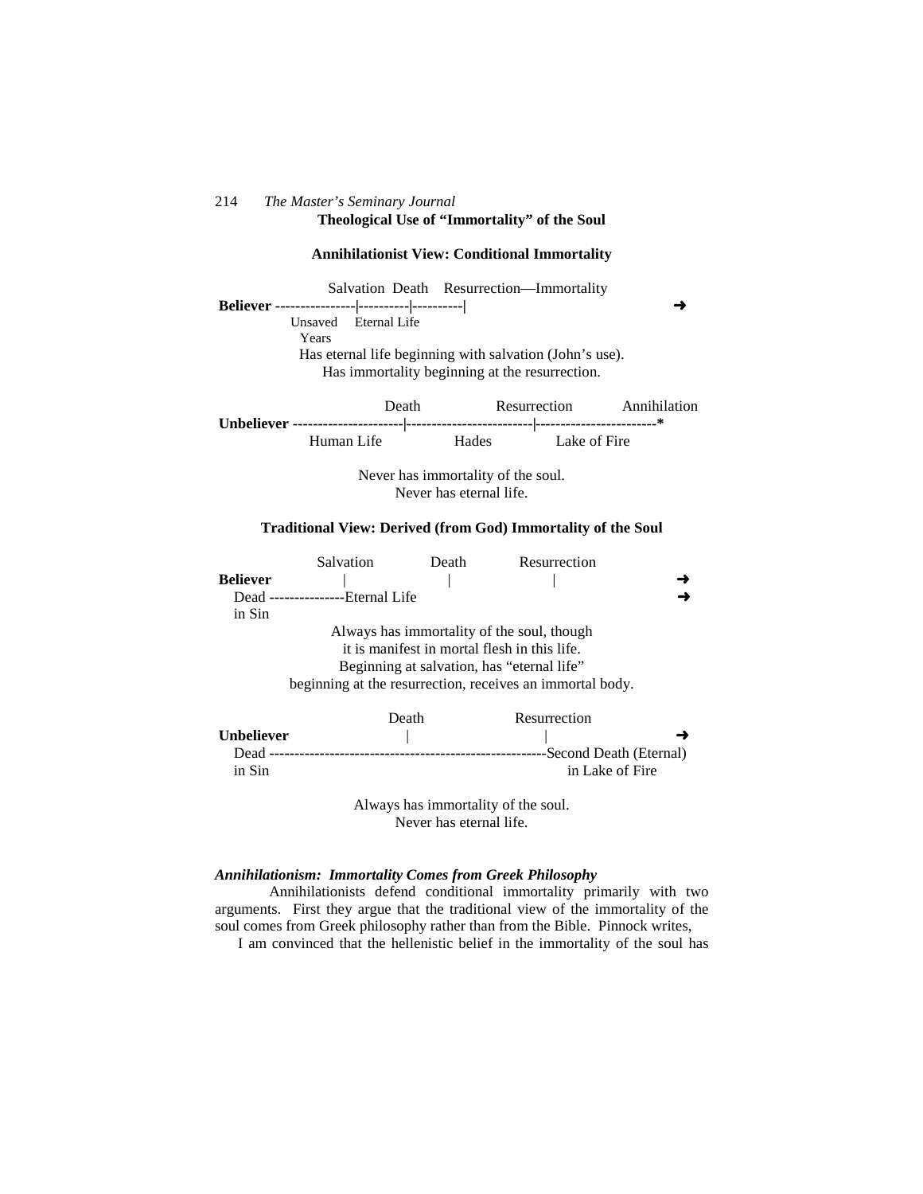### Theological Use of "Immortality" of the Soul

#### Annihilationist View: Conditional Immortality

```
                Salvation  Death    Resurrection—Immortality
Believer ----------------|----------|----------|                              ➜
            Unsaved    Eternal Life
             Years
```

Has eternal life beginning with salvation (John's use).
Has immortality beginning at the resurrection.

```
                         Death              Resurrection          Annihilation
Unbeliever ---------------------|------------------------|-----------------------*
              Human Life            Hades            Lake of Fire
```

Never has immortality of the soul.
Never has eternal life.

#### Traditional View: Derived (from God) Immortality of the Soul

```
              Salvation          Death          Resurrection
Believer          |                 |                 |                          ➜
   Dead ---------------Eternal Life                                              ➜
   in Sin
```

Always has immortality of the soul, though it is manifest in mortal flesh in this life.
Beginning at salvation, has "eternal life"
beginning at the resurrection, receives an immortal body.

```
                        Death                     Resurrection
Unbeliever                |                            |                         ➜
   Dead ------------------------------------------------------Second Death (Eternal)
   in Sin                                                      in Lake of Fire
```

Always has immortality of the soul.
Never has eternal life.

***Annihilationism: Immortality Comes from Greek Philosophy***

Annihilationists defend conditional immortality primarily with two arguments. First they argue that the traditional view of the immortality of the soul comes from Greek philosophy rather than from the Bible. Pinnock writes,

I am convinced that the hellenistic belief in the immortality of the soul has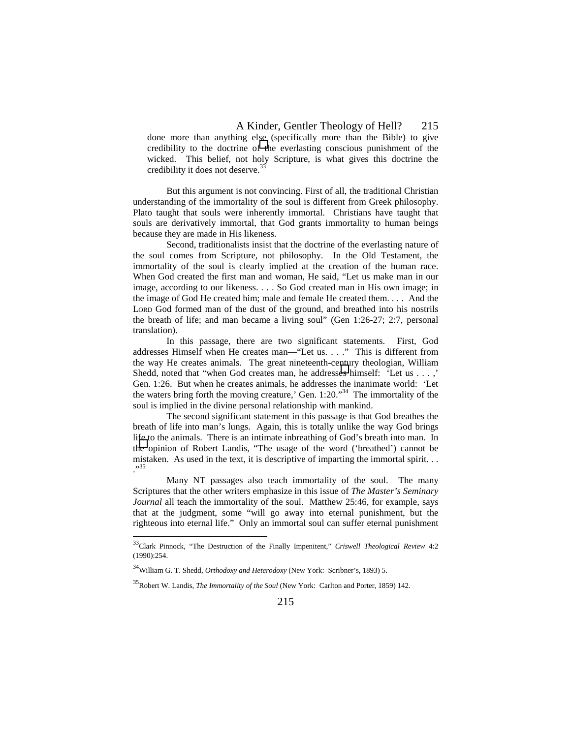done more than anything else (specifically more than the Bible) to give credibility to the doctrine of the everlasting conscious punishment of the wicked. This belief, not holy Scripture, is what gives this doctrine the credibility it does not deserve.[33]

But this argument is not convincing. First of all, the traditional Christian understanding of the immortality of the soul is different from Greek philosophy. Plato taught that souls were inherently immortal. Christians have taught that souls are derivatively immortal, that God grants immortality to human beings because they are made in His likeness.

Second, traditionalists insist that the doctrine of the everlasting nature of the soul comes from Scripture, not philosophy. In the Old Testament, the immortality of the soul is clearly implied at the creation of the human race. When God created the first man and woman, He said, "Let us make man in our image, according to our likeness. . . . So God created man in His own image; in the image of God He created him; male and female He created them. . . . And the LORD God formed man of the dust of the ground, and breathed into his nostrils the breath of life; and man became a living soul" (Gen 1:26-27; 2:7, personal translation).

In this passage, there are two significant statements. First, God addresses Himself when He creates man—"Let us. . . ." This is different from the way He creates animals. The great nineteenth-century theologian, William Shedd, noted that "when God creates man, he addresses himself: 'Let us . . . ,' Gen. 1:26. But when he creates animals, he addresses the inanimate world: 'Let the waters bring forth the moving creature,' Gen. 1:20."[34] The immortality of the soul is implied in the divine personal relationship with mankind.

The second significant statement in this passage is that God breathes the breath of life into man's lungs. Again, this is totally unlike the way God brings life to the animals. There is an intimate inbreathing of God's breath into man. In the opinion of Robert Landis, "The usage of the word ('breathed') cannot be mistaken. As used in the text, it is descriptive of imparting the immortal spirit. . . ."[35]

Many NT passages also teach immortality of the soul. The many Scriptures that the other writers emphasize in this issue of *The Master's Seminary Journal* all teach the immortality of the soul. Matthew 25:46, for example, says that at the judgment, some "will go away into eternal punishment, but the righteous into eternal life." Only an immortal soul can suffer eternal punishment

---

[33]Clark Pinnock, "The Destruction of the Finally Impenitent," *Criswell Theological Review* 4:2 (1990):254.

[34]William G. T. Shedd, *Orthodoxy and Heterodoxy* (New York: Scribner's, 1893) 5.

[35]Robert W. Landis, *The Immortality of the Soul* (New York: Carlton and Porter, 1859) 142.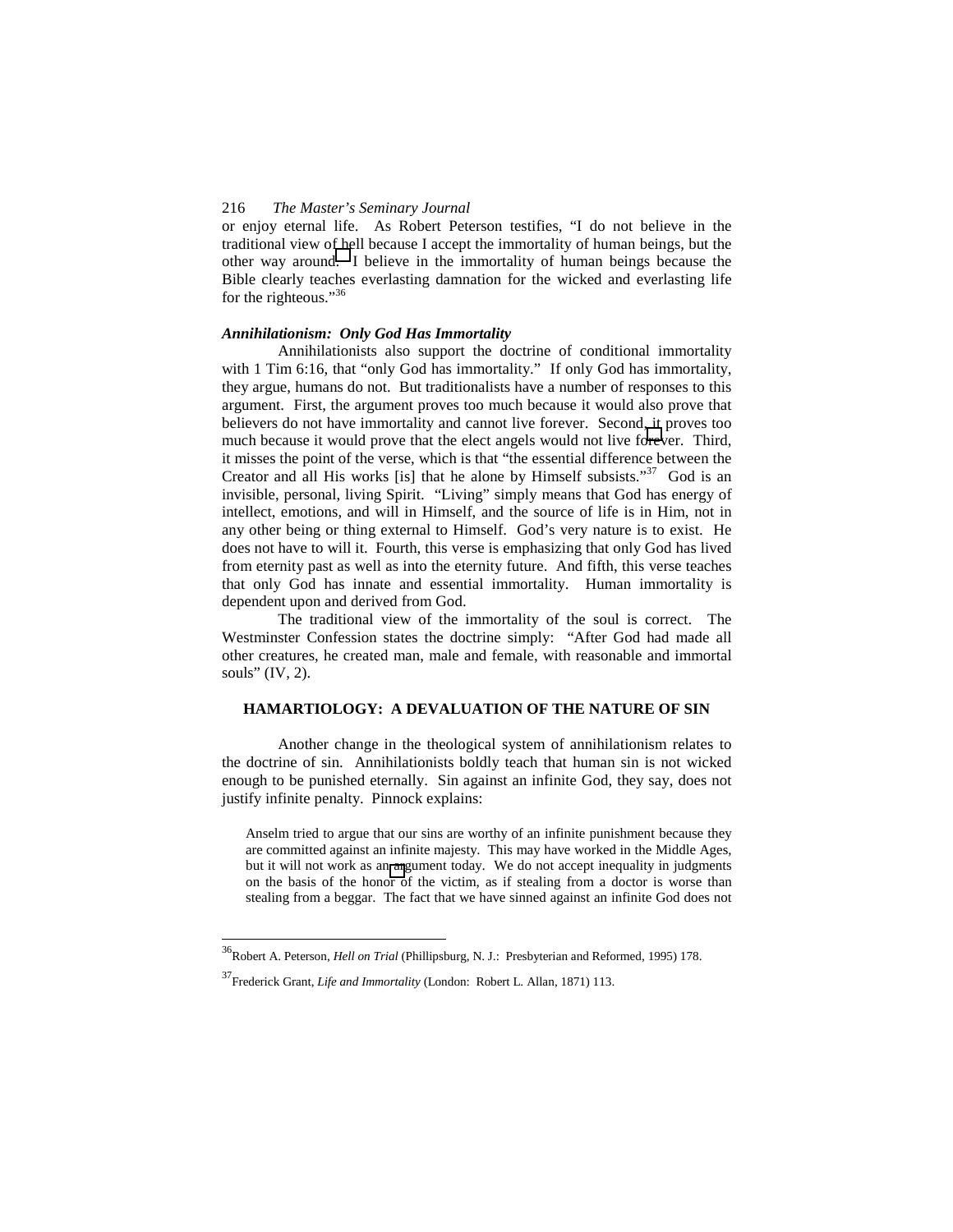or enjoy eternal life. As Robert Peterson testifies, "I do not believe in the traditional view of hell because I accept the immortality of human beings, but the other way around. I believe in the immortality of human beings because the Bible clearly teaches everlasting damnation for the wicked and everlasting life for the righteous."[36]

### *Annihilationism: Only God Has Immortality*

Annihilationists also support the doctrine of conditional immortality with 1 Tim 6:16, that "only God has immortality." If only God has immortality, they argue, humans do not. But traditionalists have a number of responses to this argument. First, the argument proves too much because it would also prove that believers do not have immortality and cannot live forever. Second, it proves too much because it would prove that the elect angels would not live forever. Third, it misses the point of the verse, which is that "the essential difference between the Creator and all His works [is] that he alone by Himself subsists."[37] God is an invisible, personal, living Spirit. "Living" simply means that God has energy of intellect, emotions, and will in Himself, and the source of life is in Him, not in any other being or thing external to Himself. God's very nature is to exist. He does not have to will it. Fourth, this verse is emphasizing that only God has lived from eternity past as well as into the eternity future. And fifth, this verse teaches that only God has innate and essential immortality. Human immortality is dependent upon and derived from God.

The traditional view of the immortality of the soul is correct. The Westminster Confession states the doctrine simply: "After God had made all other creatures, he created man, male and female, with reasonable and immortal souls" (IV, 2).

## HAMARTIOLOGY: A DEVALUATION OF THE NATURE OF SIN

Another change in the theological system of annihilationism relates to the doctrine of sin. Annihilationists boldly teach that human sin is not wicked enough to be punished eternally. Sin against an infinite God, they say, does not justify infinite penalty. Pinnock explains:

> Anselm tried to argue that our sins are worthy of an infinite punishment because they are committed against an infinite majesty. This may have worked in the Middle Ages, but it will not work as an argument today. We do not accept inequality in judgments on the basis of the honor of the victim, as if stealing from a doctor is worse than stealing from a beggar. The fact that we have sinned against an infinite God does not

---

[36] Robert A. Peterson, *Hell on Trial* (Phillipsburg, N. J.: Presbyterian and Reformed, 1995) 178.

[37] Frederick Grant, *Life and Immortality* (London: Robert L. Allan, 1871) 113.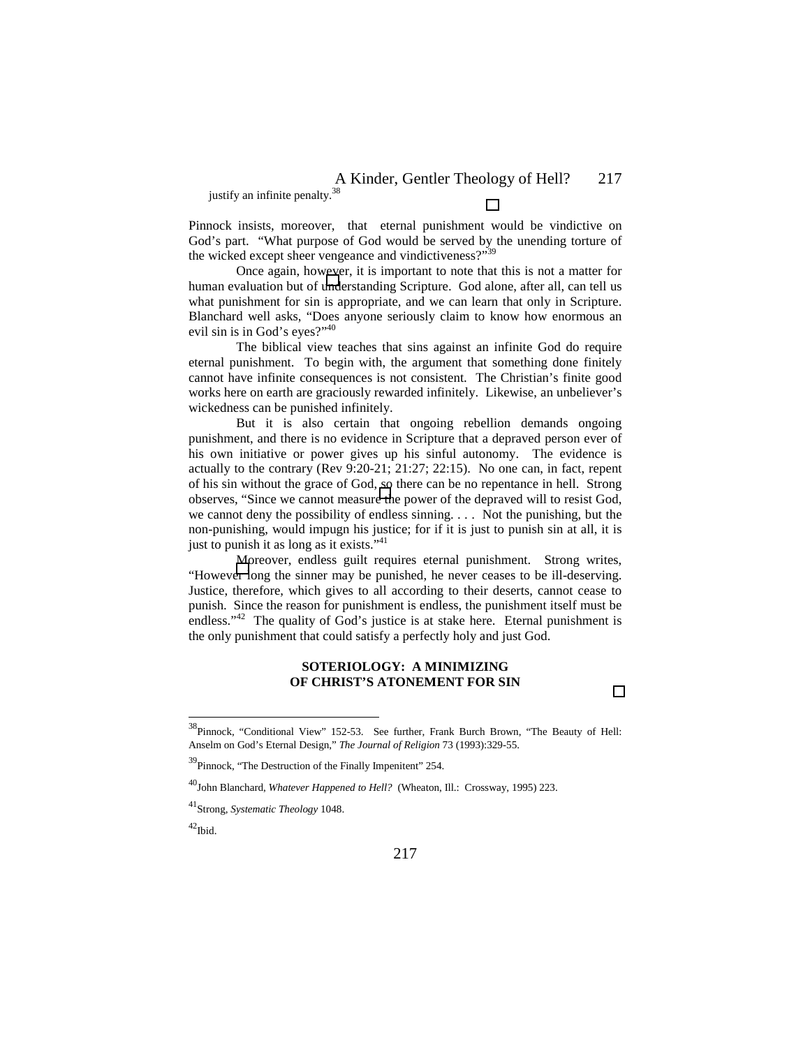justify an infinite penalty.[38]

Pinnock insists, moreover, that eternal punishment would be vindictive on God's part. "What purpose of God would be served by the unending torture of the wicked except sheer vengeance and vindictiveness?"[39]

Once again, however, it is important to note that this is not a matter for human evaluation but of understanding Scripture. God alone, after all, can tell us what punishment for sin is appropriate, and we can learn that only in Scripture. Blanchard well asks, "Does anyone seriously claim to know how enormous an evil sin is in God's eyes?"[40]

The biblical view teaches that sins against an infinite God do require eternal punishment. To begin with, the argument that something done finitely cannot have infinite consequences is not consistent. The Christian's finite good works here on earth are graciously rewarded infinitely. Likewise, an unbeliever's wickedness can be punished infinitely.

But it is also certain that ongoing rebellion demands ongoing punishment, and there is no evidence in Scripture that a depraved person ever of his own initiative or power gives up his sinful autonomy. The evidence is actually to the contrary (Rev 9:20-21; 21:27; 22:15). No one can, in fact, repent of his sin without the grace of God, so there can be no repentance in hell. Strong observes, "Since we cannot measure the power of the depraved will to resist God, we cannot deny the possibility of endless sinning. . . . Not the punishing, but the non-punishing, would impugn his justice; for if it is just to punish sin at all, it is just to punish it as long as it exists."[41]

Moreover, endless guilt requires eternal punishment. Strong writes, "However long the sinner may be punished, he never ceases to be ill-deserving. Justice, therefore, which gives to all according to their deserts, cannot cease to punish. Since the reason for punishment is endless, the punishment itself must be endless."[42] The quality of God's justice is at stake here. Eternal punishment is the only punishment that could satisfy a perfectly holy and just God.

## SOTERIOLOGY: A MINIMIZING OF CHRIST'S ATONEMENT FOR SIN

---

[38]Pinnock, "Conditional View" 152-53. See further, Frank Burch Brown, "The Beauty of Hell: Anselm on God's Eternal Design," *The Journal of Religion* 73 (1993):329-55.

[39]Pinnock, "The Destruction of the Finally Impenitent" 254.

[40]John Blanchard, *Whatever Happened to Hell?* (Wheaton, Ill.: Crossway, 1995) 223.

[41]Strong, *Systematic Theology* 1048.

[42]Ibid.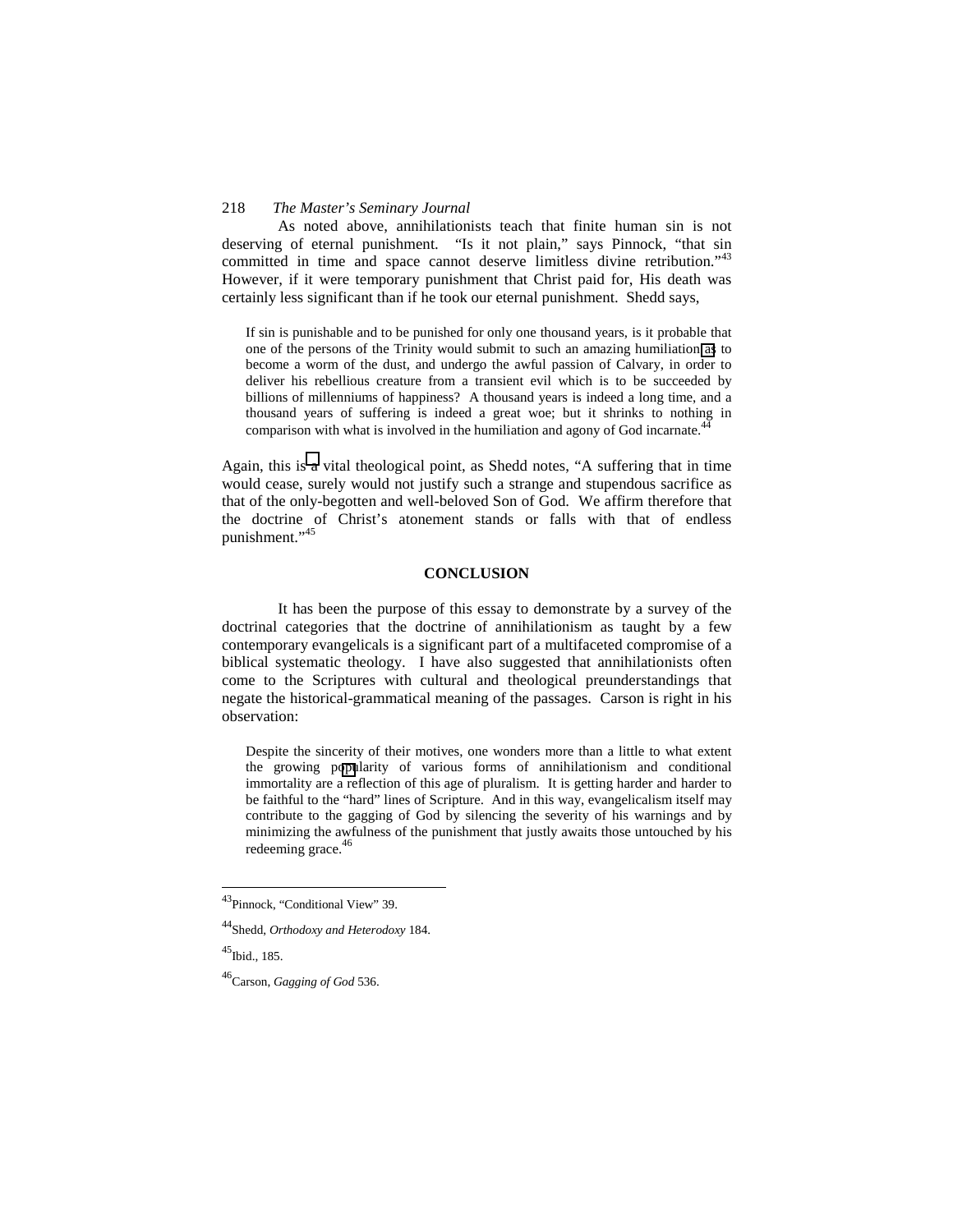As noted above, annihilationists teach that finite human sin is not deserving of eternal punishment. "Is it not plain," says Pinnock, "that sin committed in time and space cannot deserve limitless divine retribution."[43] However, if it were temporary punishment that Christ paid for, His death was certainly less significant than if he took our eternal punishment. Shedd says,

> If sin is punishable and to be punished for only one thousand years, is it probable that one of the persons of the Trinity would submit to such an amazing humiliation as to become a worm of the dust, and undergo the awful passion of Calvary, in order to deliver his rebellious creature from a transient evil which is to be succeeded by billions of millenniums of happiness? A thousand years is indeed a long time, and a thousand years of suffering is indeed a great woe; but it shrinks to nothing in comparison with what is involved in the humiliation and agony of God incarnate.[44]

Again, this is a vital theological point, as Shedd notes, "A suffering that in time would cease, surely would not justify such a strange and stupendous sacrifice as that of the only-begotten and well-beloved Son of God. We affirm therefore that the doctrine of Christ's atonement stands or falls with that of endless punishment."[45]

## CONCLUSION

It has been the purpose of this essay to demonstrate by a survey of the doctrinal categories that the doctrine of annihilationism as taught by a few contemporary evangelicals is a significant part of a multifaceted compromise of a biblical systematic theology. I have also suggested that annihilationists often come to the Scriptures with cultural and theological preunderstandings that negate the historical-grammatical meaning of the passages. Carson is right in his observation:

> Despite the sincerity of their motives, one wonders more than a little to what extent the growing popularity of various forms of annihilationism and conditional immortality are a reflection of this age of pluralism. It is getting harder and harder to be faithful to the "hard" lines of Scripture. And in this way, evangelicalism itself may contribute to the gagging of God by silencing the severity of his warnings and by minimizing the awfulness of the punishment that justly awaits those untouched by his redeeming grace.[46]

---

[43]Pinnock, "Conditional View" 39.

[44]Shedd, *Orthodoxy and Heterodoxy* 184.

[45]Ibid., 185.

[46]Carson, *Gagging of God* 536.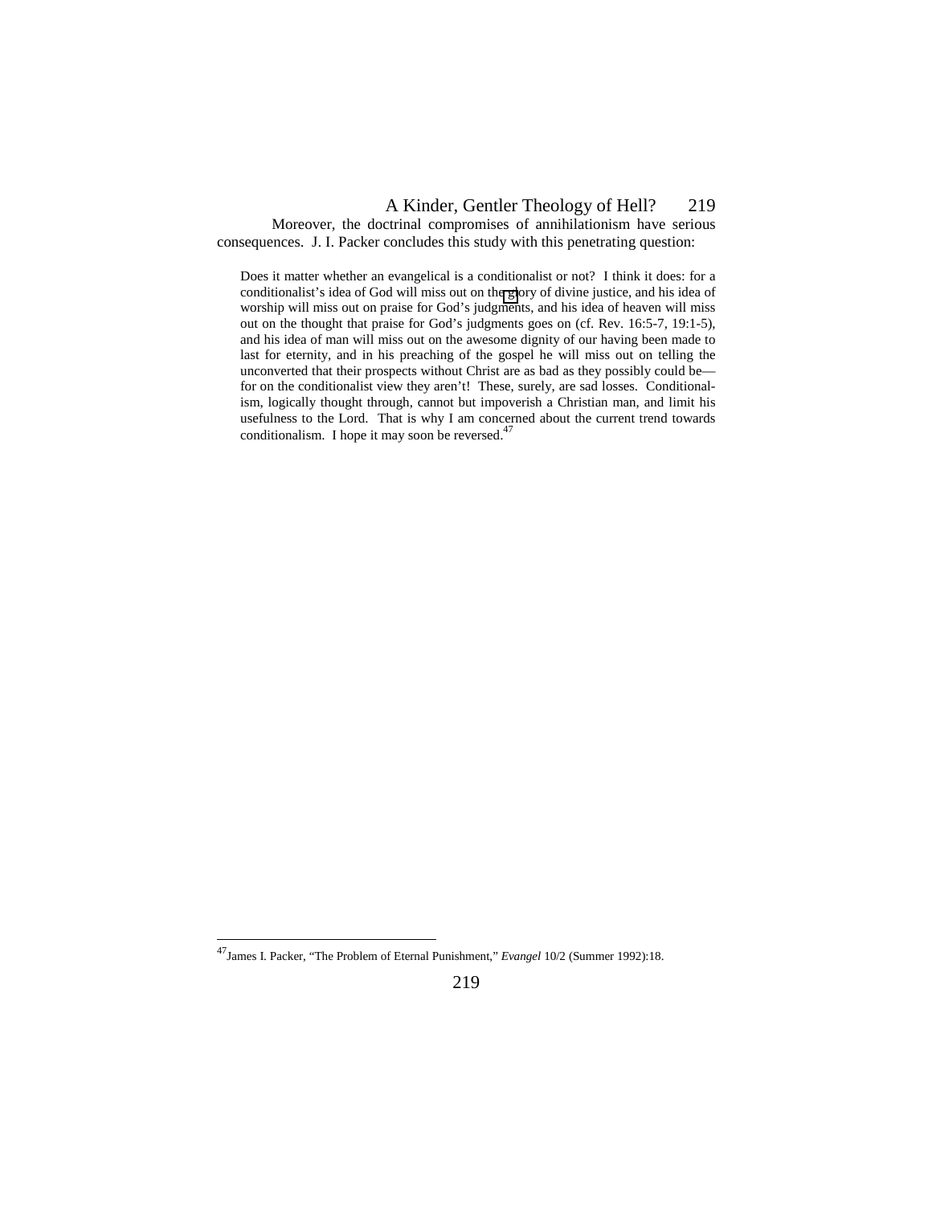Moreover, the doctrinal compromises of annihilationism have serious consequences. J. I. Packer concludes this study with this penetrating question:

> Does it matter whether an evangelical is a conditionalist or not? I think it does: for a conditionalist's idea of God will miss out on the glory of divine justice, and his idea of worship will miss out on praise for God's judgments, and his idea of heaven will miss out on the thought that praise for God's judgments goes on (cf. Rev. 16:5-7, 19:1-5), and his idea of man will miss out on the awesome dignity of our having been made to last for eternity, and in his preaching of the gospel he will miss out on telling the unconverted that their prospects without Christ are as bad as they possibly could be—for on the conditionalist view they aren't! These, surely, are sad losses. Conditionalism, logically thought through, cannot but impoverish a Christian man, and limit his usefulness to the Lord. That is why I am concerned about the current trend towards conditionalism. I hope it may soon be reversed.[47]

---

[47] James I. Packer, "The Problem of Eternal Punishment," *Evangel* 10/2 (Summer 1992):18.